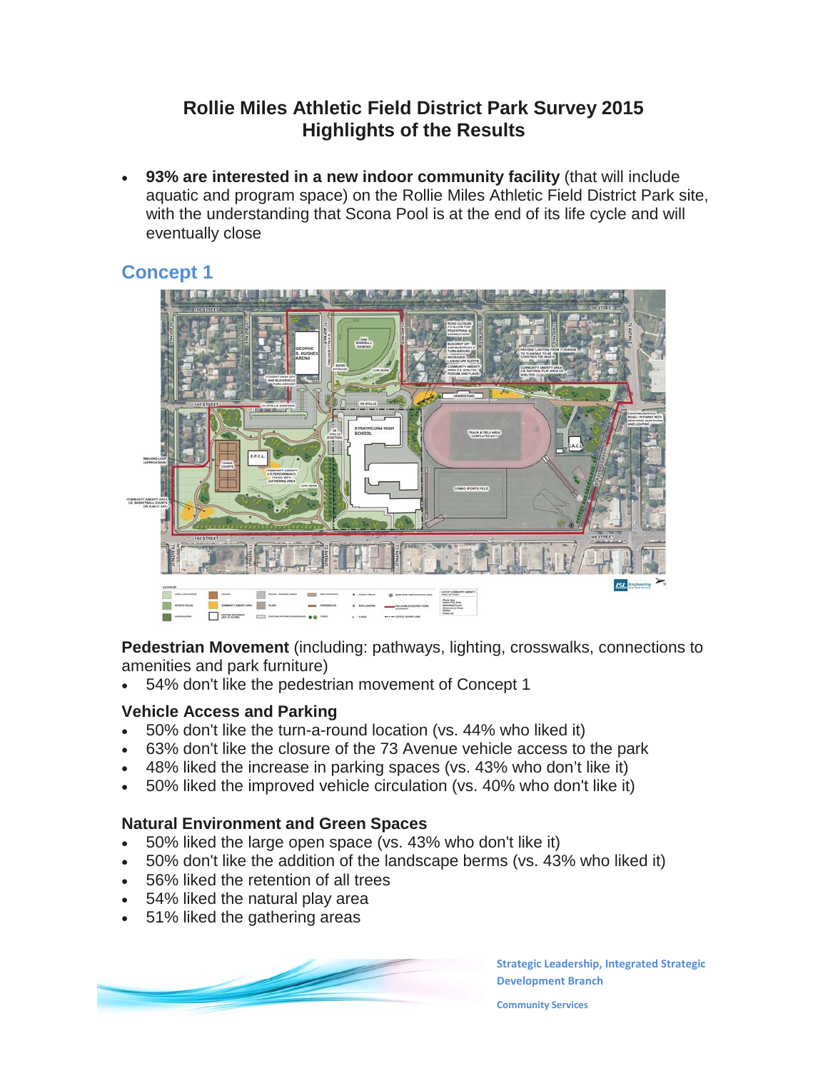# Rollie Miles Athletic Field District Park Survey 2015
## Highlights of the Results

- **93% are interested in a new indoor community facility** (that will include aquatic and program space) on the Rollie Miles Athletic Field District Park site, with the understanding that Scona Pool is at the end of its life cycle and will eventually close

## Concept 1

**Pedestrian Movement** (including: pathways, lighting, crosswalks, connections to amenities and park furniture)

- 54% don't like the pedestrian movement of Concept 1

### Vehicle Access and Parking

- 50% don't like the turn-a-round location (vs. 44% who liked it)
- 63% don't like the closure of the 73 Avenue vehicle access to the park
- 48% liked the increase in parking spaces (vs. 43% who don't like it)
- 50% liked the improved vehicle circulation (vs. 40% who don't like it)

### Natural Environment and Green Spaces

- 50% liked the large open space (vs. 43% who don't like it)
- 50% don't like the addition of the landscape berms (vs. 43% who liked it)
- 56% liked the retention of all trees
- 54% liked the natural play area
- 51% liked the gathering areas

Strategic Leadership, Integrated Strategic Development Branch

Community Services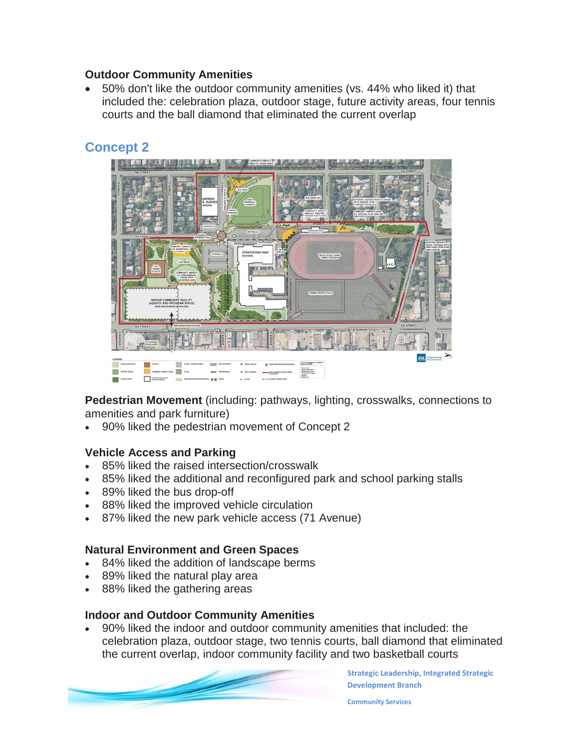### Outdoor Community Amenities

- 50% don't like the outdoor community amenities (vs. 44% who liked it) that included the: celebration plaza, outdoor stage, future activity areas, four tennis courts and the ball diamond that eliminated the current overlap

## Concept 2

**Pedestrian Movement** (including: pathways, lighting, crosswalks, connections to amenities and park furniture)

- 90% liked the pedestrian movement of Concept 2

### Vehicle Access and Parking

- 85% liked the raised intersection/crosswalk
- 85% liked the additional and reconfigured park and school parking stalls
- 89% liked the bus drop-off
- 88% liked the improved vehicle circulation
- 87% liked the new park vehicle access (71 Avenue)

### Natural Environment and Green Spaces

- 84% liked the addition of landscape berms
- 89% liked the natural play area
- 88% liked the gathering areas

### Indoor and Outdoor Community Amenities

- 90% liked the indoor and outdoor community amenities that included: the celebration plaza, outdoor stage, two tennis courts, ball diamond that eliminated the current overlap, indoor community facility and two basketball courts